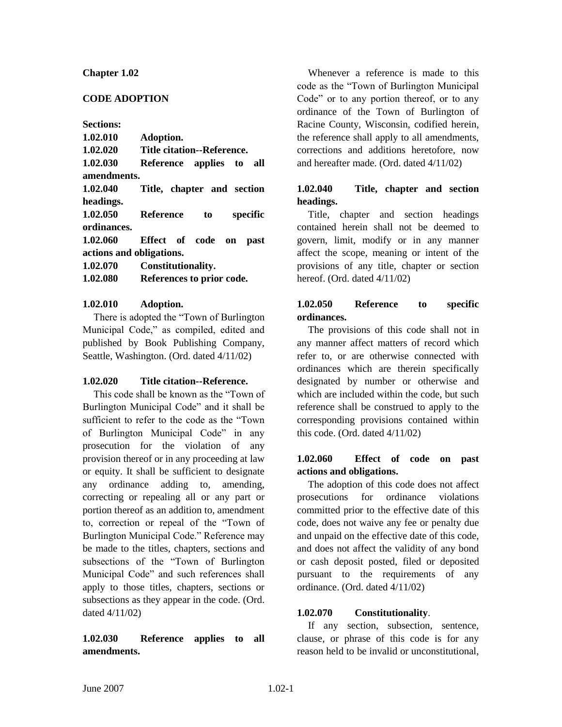# Chapter 1.02

## CODE ADOPTION

**Sections:**

**1.02.010 Adoption.**
**1.02.020 Title citation--Reference.**
**1.02.030 Reference applies to all amendments.**
**1.02.040 Title, chapter and section headings.**
**1.02.050 Reference to specific ordinances.**
**1.02.060 Effect of code on past actions and obligations.**
**1.02.070 Constitutionality.**
**1.02.080 References to prior code.**

### 1.02.010 Adoption.

There is adopted the "Town of Burlington Municipal Code," as compiled, edited and published by Book Publishing Company, Seattle, Washington. (Ord. dated 4/11/02)

### 1.02.020 Title citation--Reference.

This code shall be known as the "Town of Burlington Municipal Code" and it shall be sufficient to refer to the code as the "Town of Burlington Municipal Code" in any prosecution for the violation of any provision thereof or in any proceeding at law or equity. It shall be sufficient to designate any ordinance adding to, amending, correcting or repealing all or any part or portion thereof as an addition to, amendment to, correction or repeal of the "Town of Burlington Municipal Code." Reference may be made to the titles, chapters, sections and subsections of the "Town of Burlington Municipal Code" and such references shall apply to those titles, chapters, sections or subsections as they appear in the code. (Ord. dated 4/11/02)

### 1.02.030 Reference applies to all amendments.

Whenever a reference is made to this code as the "Town of Burlington Municipal Code" or to any portion thereof, or to any ordinance of the Town of Burlington of Racine County, Wisconsin, codified herein, the reference shall apply to all amendments, corrections and additions heretofore, now and hereafter made. (Ord. dated 4/11/02)

### 1.02.040 Title, chapter and section headings.

Title, chapter and section headings contained herein shall not be deemed to govern, limit, modify or in any manner affect the scope, meaning or intent of the provisions of any title, chapter or section hereof. (Ord. dated 4/11/02)

### 1.02.050 Reference to specific ordinances.

The provisions of this code shall not in any manner affect matters of record which refer to, or are otherwise connected with ordinances which are therein specifically designated by number or otherwise and which are included within the code, but such reference shall be construed to apply to the corresponding provisions contained within this code. (Ord. dated 4/11/02)

### 1.02.060 Effect of code on past actions and obligations.

The adoption of this code does not affect prosecutions for ordinance violations committed prior to the effective date of this code, does not waive any fee or penalty due and unpaid on the effective date of this code, and does not affect the validity of any bond or cash deposit posted, filed or deposited pursuant to the requirements of any ordinance. (Ord. dated 4/11/02)

### 1.02.070 Constitutionality.

If any section, subsection, sentence, clause, or phrase of this code is for any reason held to be invalid or unconstitutional,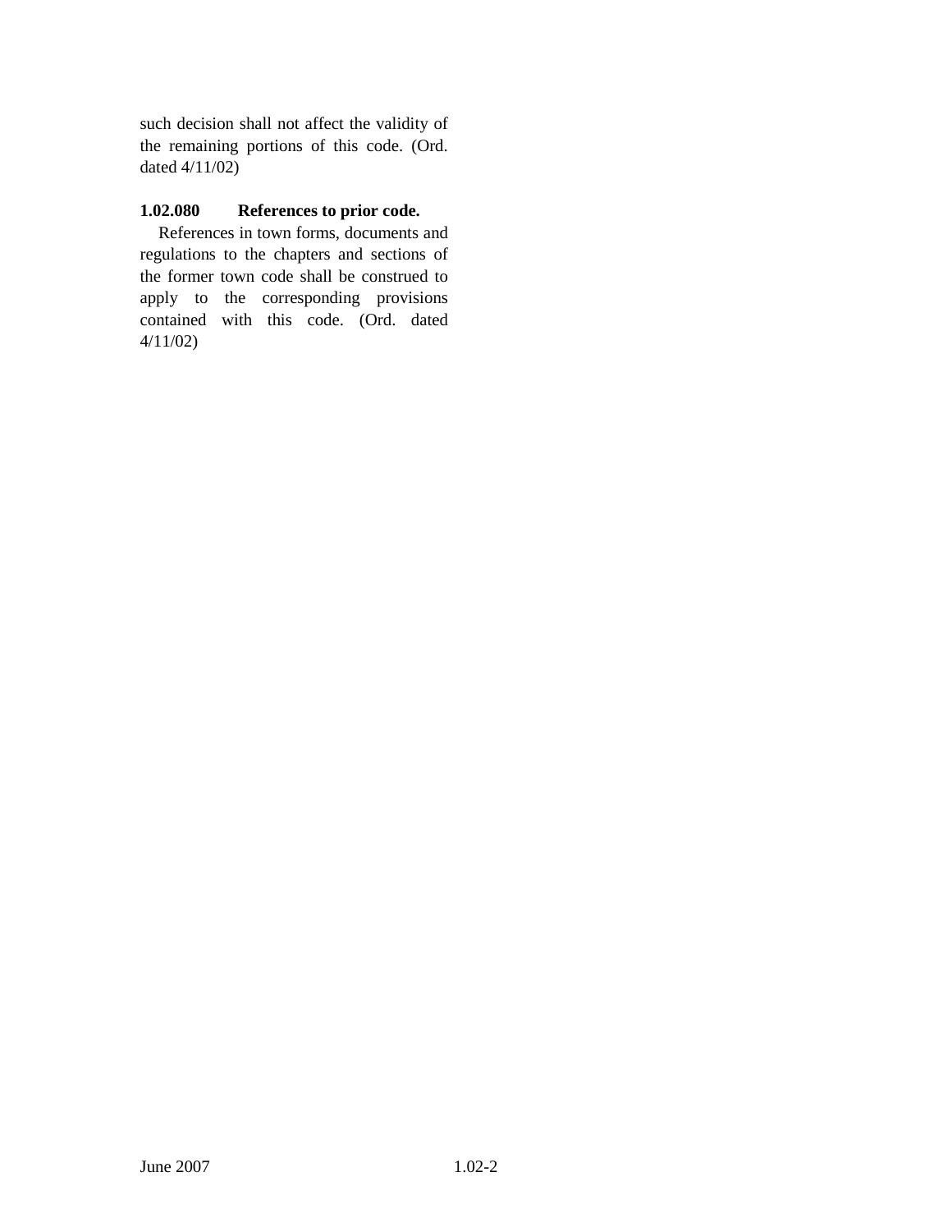such decision shall not affect the validity of the remaining portions of this code. (Ord. dated 4/11/02)

**1.02.080 References to prior code.**

References in town forms, documents and regulations to the chapters and sections of the former town code shall be construed to apply to the corresponding provisions contained with this code. (Ord. dated 4/11/02)